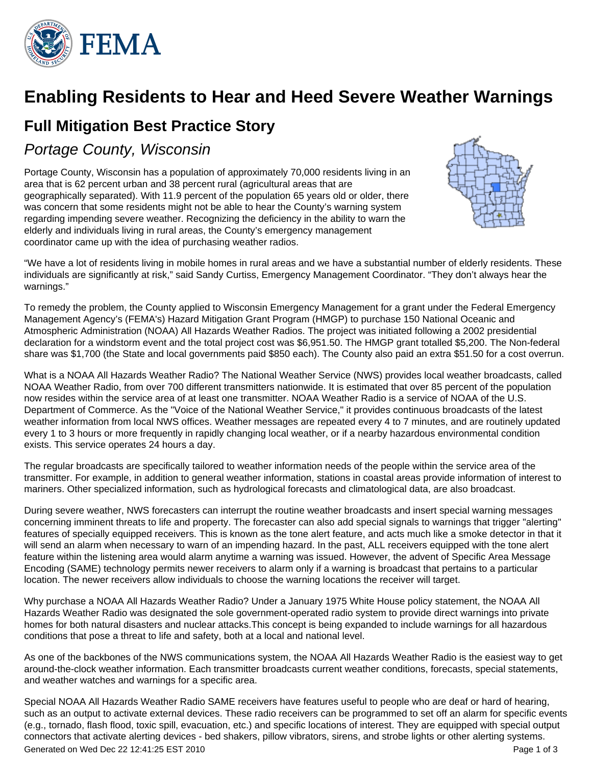# Enabling Residents to Hear and Heed Severe Weather Warnings

## Full Mitigation Best Practice Story

### *Portage County, Wisconsin*

Portage County, Wisconsin has a population of approximately 70,000 residents living in an area that is 62 percent urban and 38 percent rural (agricultural areas that are geographically separated). With 11.9 percent of the population 65 years old or older, there was concern that some residents might not be able to hear the County's warning system regarding impending severe weather. Recognizing the deficiency in the ability to warn the elderly and individuals living in rural areas, the County's emergency management coordinator came up with the idea of purchasing weather radios.

"We have a lot of residents living in mobile homes in rural areas and we have a substantial number of elderly residents. These individuals are significantly at risk," said Sandy Curtiss, Emergency Management Coordinator. "They don't always hear the warnings."

To remedy the problem, the County applied to Wisconsin Emergency Management for a grant under the Federal Emergency Management Agency's (FEMA's) Hazard Mitigation Grant Program (HMGP) to purchase 150 National Oceanic and Atmospheric Administration (NOAA) All Hazards Weather Radios. The project was initiated following a 2002 presidential declaration for a windstorm event and the total project cost was $6,951.50. The HMGP grant totalled $5,200. The Non-federal share was $1,700 (the State and local governments paid $850 each). The County also paid an extra $51.50 for a cost overrun.

What is a NOAA All Hazards Weather Radio? The National Weather Service (NWS) provides local weather broadcasts, called NOAA Weather Radio, from over 700 different transmitters nationwide. It is estimated that over 85 percent of the population now resides within the service area of at least one transmitter. NOAA Weather Radio is a service of NOAA of the U.S. Department of Commerce. As the "Voice of the National Weather Service," it provides continuous broadcasts of the latest weather information from local NWS offices. Weather messages are repeated every 4 to 7 minutes, and are routinely updated every 1 to 3 hours or more frequently in rapidly changing local weather, or if a nearby hazardous environmental condition exists. This service operates 24 hours a day.

The regular broadcasts are specifically tailored to weather information needs of the people within the service area of the transmitter. For example, in addition to general weather information, stations in coastal areas provide information of interest to mariners. Other specialized information, such as hydrological forecasts and climatological data, are also broadcast.

During severe weather, NWS forecasters can interrupt the routine weather broadcasts and insert special warning messages concerning imminent threats to life and property. The forecaster can also add special signals to warnings that trigger "alerting" features of specially equipped receivers. This is known as the tone alert feature, and acts much like a smoke detector in that it will send an alarm when necessary to warn of an impending hazard. In the past, ALL receivers equipped with the tone alert feature within the listening area would alarm anytime a warning was issued. However, the advent of Specific Area Message Encoding (SAME) technology permits newer receivers to alarm only if a warning is broadcast that pertains to a particular location. The newer receivers allow individuals to choose the warning locations the receiver will target.

Why purchase a NOAA All Hazards Weather Radio? Under a January 1975 White House policy statement, the NOAA All Hazards Weather Radio was designated the sole government-operated radio system to provide direct warnings into private homes for both natural disasters and nuclear attacks.This concept is being expanded to include warnings for all hazardous conditions that pose a threat to life and safety, both at a local and national level.

As one of the backbones of the NWS communications system, the NOAA All Hazards Weather Radio is the easiest way to get around-the-clock weather information. Each transmitter broadcasts current weather conditions, forecasts, special statements, and weather watches and warnings for a specific area.

Special NOAA All Hazards Weather Radio SAME receivers have features useful to people who are deaf or hard of hearing, such as an output to activate external devices. These radio receivers can be programmed to set off an alarm for specific events (e.g., tornado, flash flood, toxic spill, evacuation, etc.) and specific locations of interest. They are equipped with special output connectors that activate alerting devices - bed shakers, pillow vibrators, sirens, and strobe lights or other alerting systems.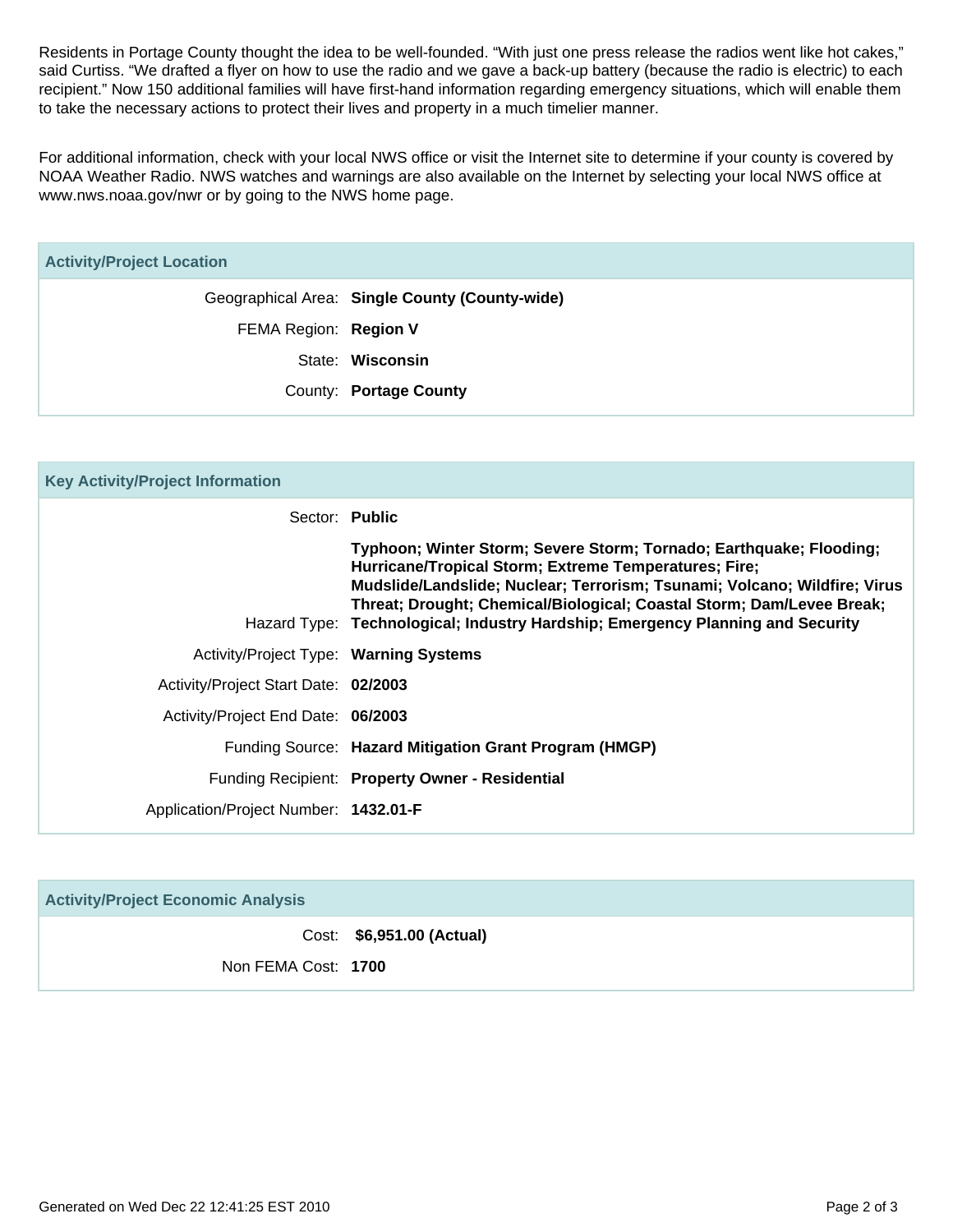Residents in Portage County thought the idea to be well-founded. “With just one press release the radios went like hot cakes,” said Curtiss. “We drafted a flyer on how to use the radio and we gave a back-up battery (because the radio is electric) to each recipient.” Now 150 additional families will have first-hand information regarding emergency situations, which will enable them to take the necessary actions to protect their lives and property in a much timelier manner.

For additional information, check with your local NWS office or visit the Internet site to determine if your county is covered by NOAA Weather Radio. NWS watches and warnings are also available on the Internet by selecting your local NWS office at www.nws.noaa.gov/nwr or by going to the NWS home page.

## Activity/Project Location

| | |
|---|---|
| Geographical Area: | **Single County (County-wide)** |
| FEMA Region: | **Region V** |
| State: | **Wisconsin** |
| County: | **Portage County** |

## Key Activity/Project Information

| | |
|---|---|
| Sector: | **Public** |
| Hazard Type: | **Typhoon; Winter Storm; Severe Storm; Tornado; Earthquake; Flooding; Hurricane/Tropical Storm; Extreme Temperatures; Fire; Mudslide/Landslide; Nuclear; Terrorism; Tsunami; Volcano; Wildfire; Virus Threat; Drought; Chemical/Biological; Coastal Storm; Dam/Levee Break; Technological; Industry Hardship; Emergency Planning and Security** |
| Activity/Project Type: | **Warning Systems** |
| Activity/Project Start Date: | **02/2003** |
| Activity/Project End Date: | **06/2003** |
| Funding Source: | **Hazard Mitigation Grant Program (HMGP)** |
| Funding Recipient: | **Property Owner - Residential** |
| Application/Project Number: | **1432.01-F** |

## Activity/Project Economic Analysis

| | |
|---|---|
| Cost: | **$6,951.00 (Actual)** |
| Non FEMA Cost: | **1700** |

Generated on Wed Dec 22 12:41:25 EST 2010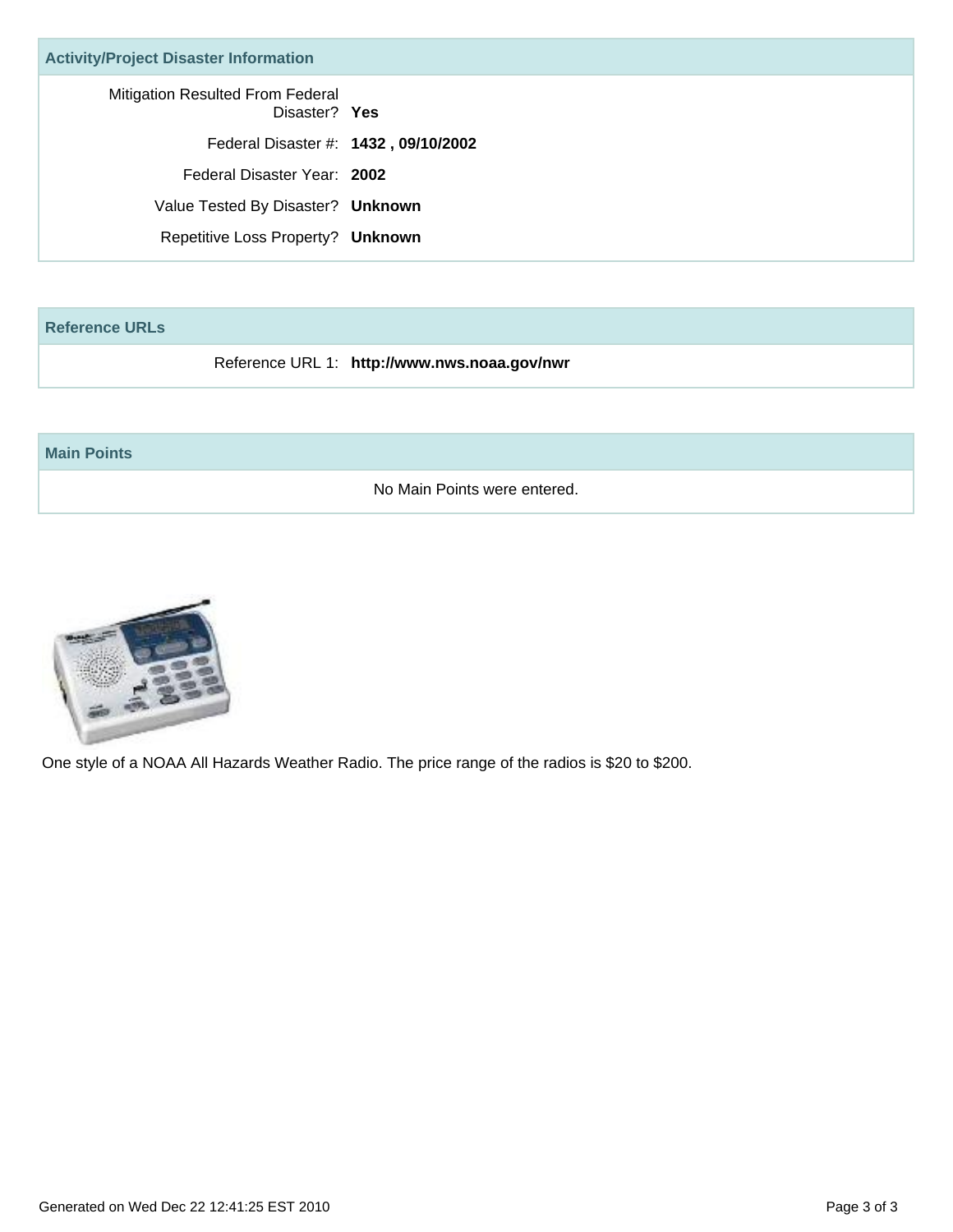## Activity/Project Disaster Information

| | |
|---|---|
| Mitigation Resulted From Federal Disaster? | **Yes** |
| Federal Disaster #: | **1432 , 09/10/2002** |
| Federal Disaster Year: | **2002** |
| Value Tested By Disaster? | **Unknown** |
| Repetitive Loss Property? | **Unknown** |

## Reference URLs

| | |
|---|---|
| Reference URL 1: | **http://www.nws.noaa.gov/nwr** |

## Main Points

No Main Points were entered.

One style of a NOAA All Hazards Weather Radio. The price range of the radios is $20 to $200.

Generated on Wed Dec 22 12:41:25 EST 2010